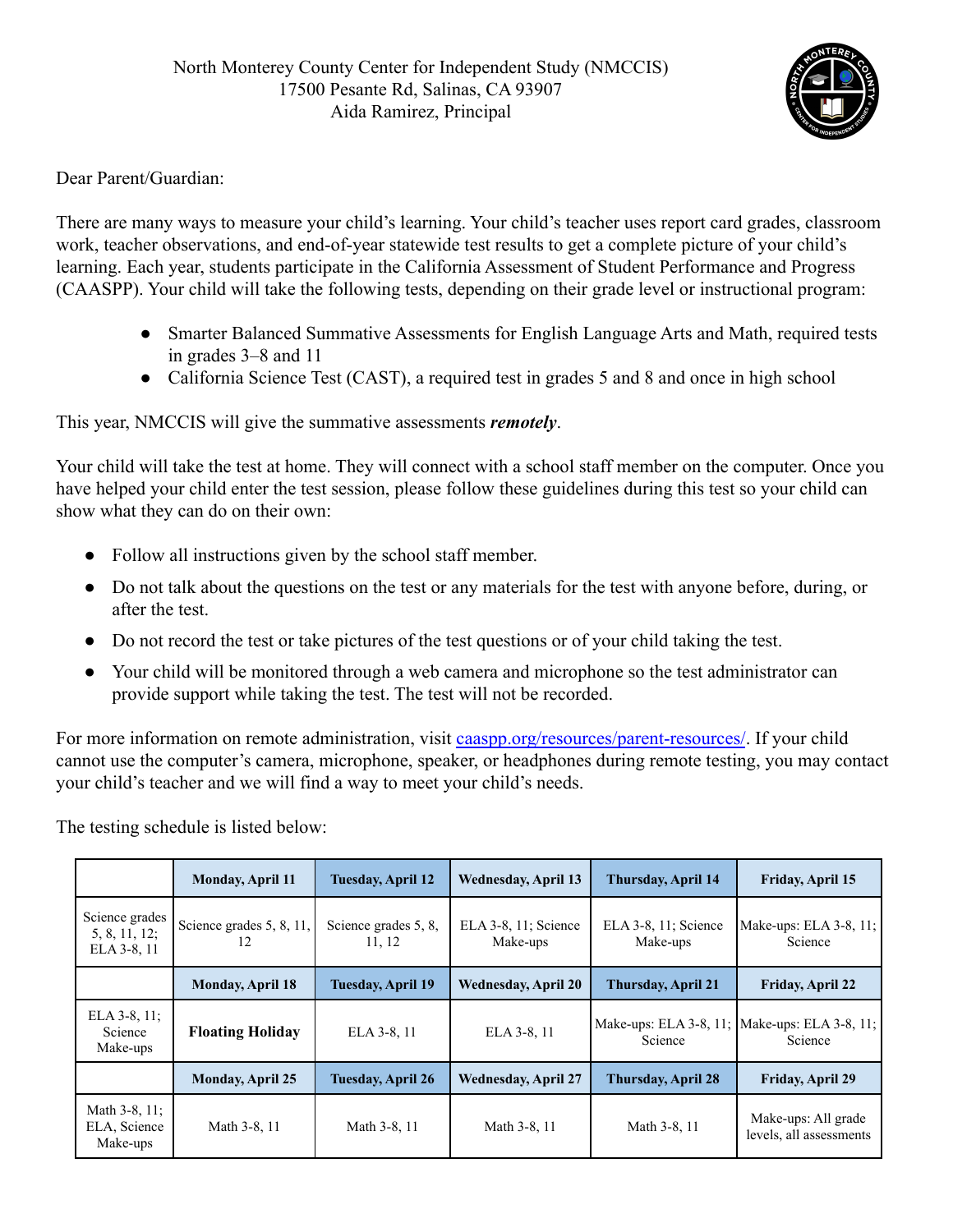North Monterey County Center for Independent Study (NMCCIS)
17500 Pesante Rd, Salinas, CA 93907
Aida Ramirez, Principal

Dear Parent/Guardian:

There are many ways to measure your child's learning. Your child's teacher uses report card grades, classroom work, teacher observations, and end-of-year statewide test results to get a complete picture of your child's learning. Each year, students participate in the California Assessment of Student Performance and Progress (CAASPP). Your child will take the following tests, depending on their grade level or instructional program:

- Smarter Balanced Summative Assessments for English Language Arts and Math, required tests in grades 3–8 and 11
- California Science Test (CAST), a required test in grades 5 and 8 and once in high school

This year, NMCCIS will give the summative assessments ***remotely***.

Your child will take the test at home. They will connect with a school staff member on the computer. Once you have helped your child enter the test session, please follow these guidelines during this test so your child can show what they can do on their own:

- Follow all instructions given by the school staff member.
- Do not talk about the questions on the test or any materials for the test with anyone before, during, or after the test.
- Do not record the test or take pictures of the test questions or of your child taking the test.
- Your child will be monitored through a web camera and microphone so the test administrator can provide support while taking the test. The test will not be recorded.

For more information on remote administration, visit [caaspp.org/resources/parent-resources/](https://caaspp.org/resources/parent-resources/). If your child cannot use the computer's camera, microphone, speaker, or headphones during remote testing, you may contact your child's teacher and we will find a way to meet your child's needs.

The testing schedule is listed below:

| | **Monday, April 11** | **Tuesday, April 12** | **Wednesday, April 13** | **Thursday, April 14** | **Friday, April 15** |
|---|---|---|---|---|---|
| Science grades 5, 8, 11, 12; ELA 3-8, 11 | Science grades 5, 8, 11, 12 | Science grades 5, 8, 11, 12 | ELA 3-8, 11; Science Make-ups | ELA 3-8, 11; Science Make-ups | Make-ups: ELA 3-8, 11; Science |
| | **Monday, April 18** | **Tuesday, April 19** | **Wednesday, April 20** | **Thursday, April 21** | **Friday, April 22** |
| ELA 3-8, 11; Science Make-ups | **Floating Holiday** | ELA 3-8, 11 | ELA 3-8, 11 | Make-ups: ELA 3-8, 11; Science | Make-ups: ELA 3-8, 11; Science |
| | **Monday, April 25** | **Tuesday, April 26** | **Wednesday, April 27** | **Thursday, April 28** | **Friday, April 29** |
| Math 3-8, 11; ELA, Science Make-ups | Math 3-8, 11 | Math 3-8, 11 | Math 3-8, 11 | Math 3-8, 11 | Make-ups: All grade levels, all assessments |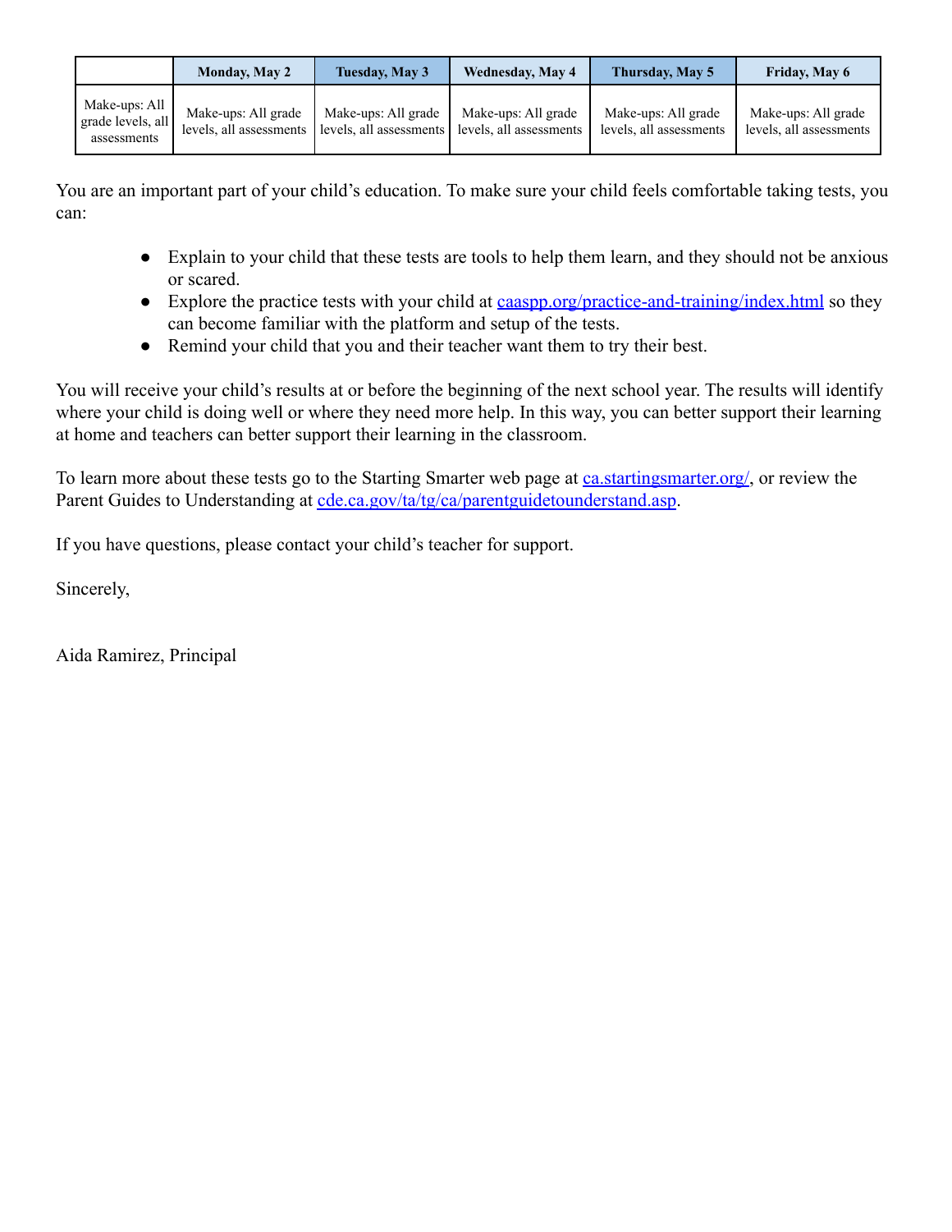| | Monday, May 2 | Tuesday, May 3 | Wednesday, May 4 | Thursday, May 5 | Friday, May 6 |
|---|---|---|---|---|---|
| Make-ups: All grade levels, all assessments | Make-ups: All grade levels, all assessments | Make-ups: All grade levels, all assessments | Make-ups: All grade levels, all assessments | Make-ups: All grade levels, all assessments | Make-ups: All grade levels, all assessments |

You are an important part of your child's education. To make sure your child feels comfortable taking tests, you can:

- Explain to your child that these tests are tools to help them learn, and they should not be anxious or scared.
- Explore the practice tests with your child at caaspp.org/practice-and-training/index.html so they can become familiar with the platform and setup of the tests.
- Remind your child that you and their teacher want them to try their best.

You will receive your child's results at or before the beginning of the next school year. The results will identify where your child is doing well or where they need more help. In this way, you can better support their learning at home and teachers can better support their learning in the classroom.

To learn more about these tests go to the Starting Smarter web page at ca.startingsmarter.org/, or review the Parent Guides to Understanding at cde.ca.gov/ta/tg/ca/parentguidetounderstand.asp.

If you have questions, please contact your child's teacher for support.

Sincerely,

Aida Ramirez, Principal